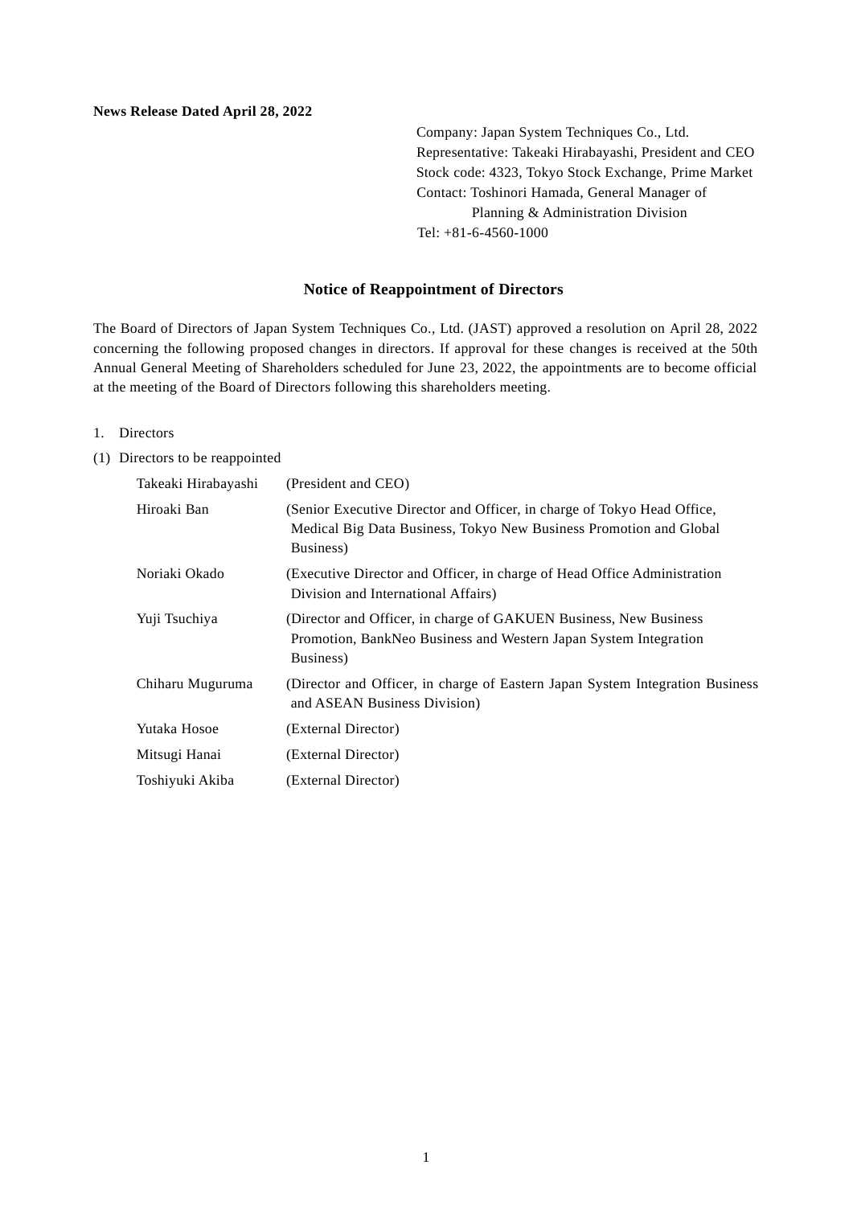**News Release Dated April 28, 2022**

Company: Japan System Techniques Co., Ltd.
Representative: Takeaki Hirabayashi, President and CEO
Stock code: 4323, Tokyo Stock Exchange, Prime Market
Contact: Toshinori Hamada, General Manager of Planning & Administration Division
Tel: +81-6-4560-1000

## Notice of Reappointment of Directors

The Board of Directors of Japan System Techniques Co., Ltd. (JAST) approved a resolution on April 28, 2022 concerning the following proposed changes in directors. If approval for these changes is received at the 50th Annual General Meeting of Shareholders scheduled for June 23, 2022, the appointments are to become official at the meeting of the Board of Directors following this shareholders meeting.

1. Directors

(1) Directors to be reappointed

| | |
|---|---|
| Takeaki Hirabayashi | (President and CEO) |
| Hiroaki Ban | (Senior Executive Director and Officer, in charge of Tokyo Head Office, Medical Big Data Business, Tokyo New Business Promotion and Global Business) |
| Noriaki Okado | (Executive Director and Officer, in charge of Head Office Administration Division and International Affairs) |
| Yuji Tsuchiya | (Director and Officer, in charge of GAKUEN Business, New Business Promotion, BankNeo Business and Western Japan System Integration Business) |
| Chiharu Muguruma | (Director and Officer, in charge of Eastern Japan System Integration Business and ASEAN Business Division) |
| Yutaka Hosoe | (External Director) |
| Mitsugi Hanai | (External Director) |
| Toshiyuki Akiba | (External Director) |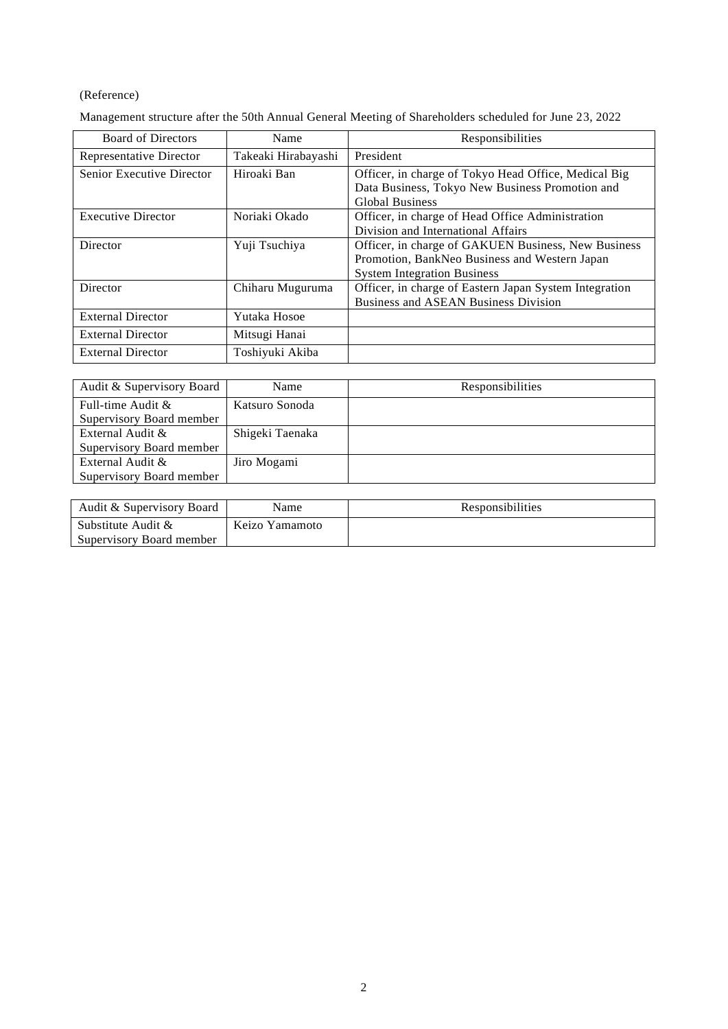(Reference)

Management structure after the 50th Annual General Meeting of Shareholders scheduled for June 23, 2022

| Board of Directors | Name | Responsibilities |
|---|---|---|
| Representative Director | Takeaki Hirabayashi | President |
| Senior Executive Director | Hiroaki Ban | Officer, in charge of Tokyo Head Office, Medical Big Data Business, Tokyo New Business Promotion and Global Business |
| Executive Director | Noriaki Okado | Officer, in charge of Head Office Administration Division and International Affairs |
| Director | Yuji Tsuchiya | Officer, in charge of GAKUEN Business, New Business Promotion, BankNeo Business and Western Japan System Integration Business |
| Director | Chiharu Muguruma | Officer, in charge of Eastern Japan System Integration Business and ASEAN Business Division |
| External Director | Yutaka Hosoe | |
| External Director | Mitsugi Hanai | |
| External Director | Toshiyuki Akiba | |

| Audit & Supervisory Board | Name | Responsibilities |
|---|---|---|
| Full-time Audit & Supervisory Board member | Katsuro Sonoda | |
| External Audit & Supervisory Board member | Shigeki Taenaka | |
| External Audit & Supervisory Board member | Jiro Mogami | |

| Audit & Supervisory Board | Name | Responsibilities |
|---|---|---|
| Substitute Audit & Supervisory Board member | Keizo Yamamoto | |